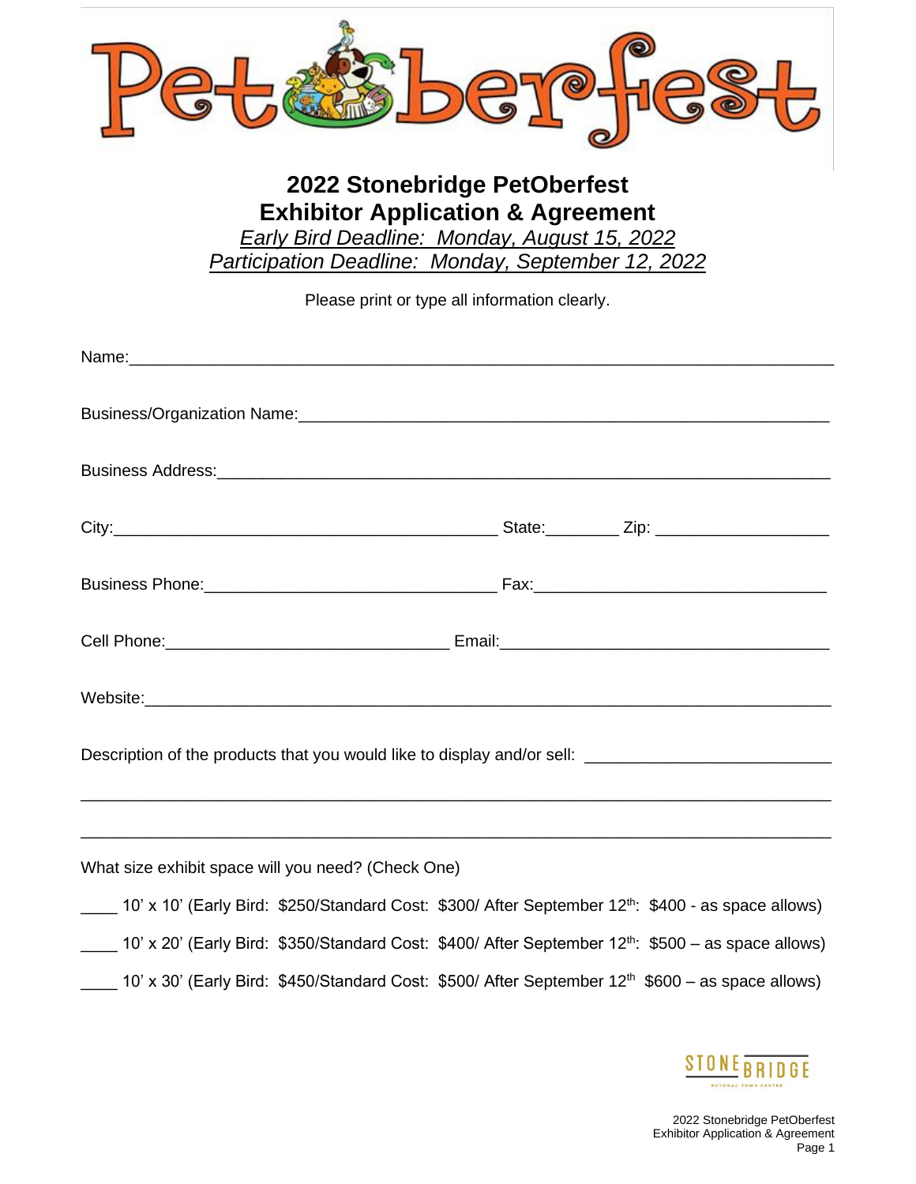# 2022 Stonebridge PetOberfest
# Exhibitor Application & Agreement

*Early Bird Deadline: Monday, August 15, 2022*

*Participation Deadline: Monday, September 12, 2022*

Please print or type all information clearly.

Name:_______________________________________________________________________

Business/Organization Name:_________________________________________________

Business Address:_________________________________________________________

City:_______________________________________ State:________ Zip: __________________

Business Phone:______________________________ Fax:______________________________

Cell Phone:_____________________________ Email:__________________________________

Website:_____________________________________________________________________

Description of the products that you would like to display and/or sell: _________________________

___________________________________________________________________________

___________________________________________________________________________

What size exhibit space will you need? (Check One)

____ 10' x 10' (Early Bird: $250/Standard Cost: $300/ After September 12th: $400 - as space allows)

____ 10' x 20' (Early Bird: $350/Standard Cost: $400/ After September 12th: $500 – as space allows)

____ 10' x 30' (Early Bird: $450/Standard Cost: $500/ After September 12th $600 – as space allows)

STONE BRIDGE
POTOMAC TOWN CENTER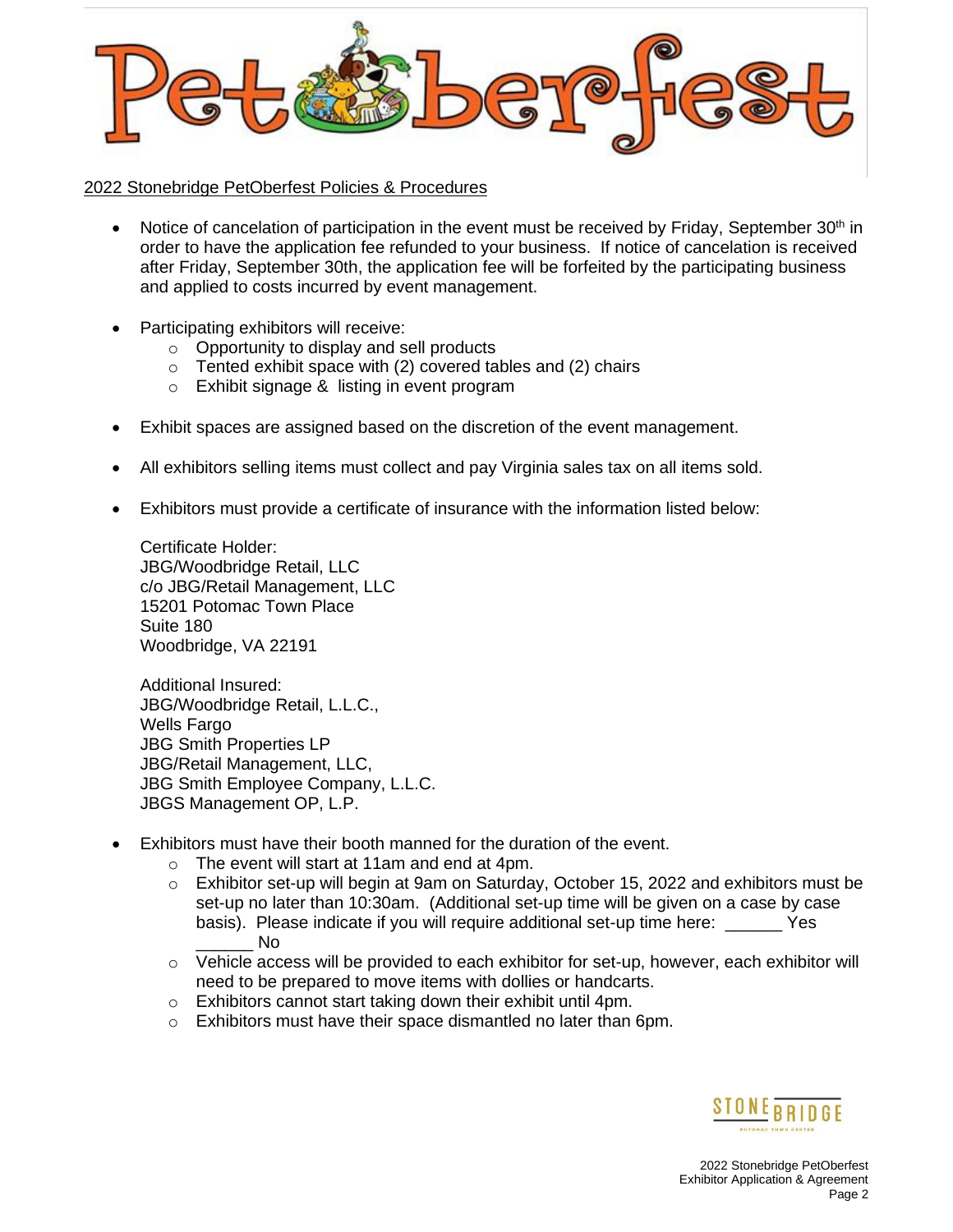2022 Stonebridge PetOberfest Policies & Procedures

- Notice of cancelation of participation in the event must be received by Friday, September 30th in order to have the application fee refunded to your business. If notice of cancelation is received after Friday, September 30th, the application fee will be forfeited by the participating business and applied to costs incurred by event management.

- Participating exhibitors will receive:
  - Opportunity to display and sell products
  - Tented exhibit space with (2) covered tables and (2) chairs
  - Exhibit signage & listing in event program

- Exhibit spaces are assigned based on the discretion of the event management.

- All exhibitors selling items must collect and pay Virginia sales tax on all items sold.

- Exhibitors must provide a certificate of insurance with the information listed below:

  Certificate Holder:
  JBG/Woodbridge Retail, LLC
  c/o JBG/Retail Management, LLC
  15201 Potomac Town Place
  Suite 180
  Woodbridge, VA 22191

  Additional Insured:
  JBG/Woodbridge Retail, L.L.C.,
  Wells Fargo
  JBG Smith Properties LP
  JBG/Retail Management, LLC,
  JBG Smith Employee Company, L.L.C.
  JBGS Management OP, L.P.

- Exhibitors must have their booth manned for the duration of the event.
  - The event will start at 11am and end at 4pm.
  - Exhibitor set-up will begin at 9am on Saturday, October 15, 2022 and exhibitors must be set-up no later than 10:30am. (Additional set-up time will be given on a case by case basis). Please indicate if you will require additional set-up time here: ______ Yes ______ No
  - Vehicle access will be provided to each exhibitor for set-up, however, each exhibitor will need to be prepared to move items with dollies or handcarts.
  - Exhibitors cannot start taking down their exhibit until 4pm.
  - Exhibitors must have their space dismantled no later than 6pm.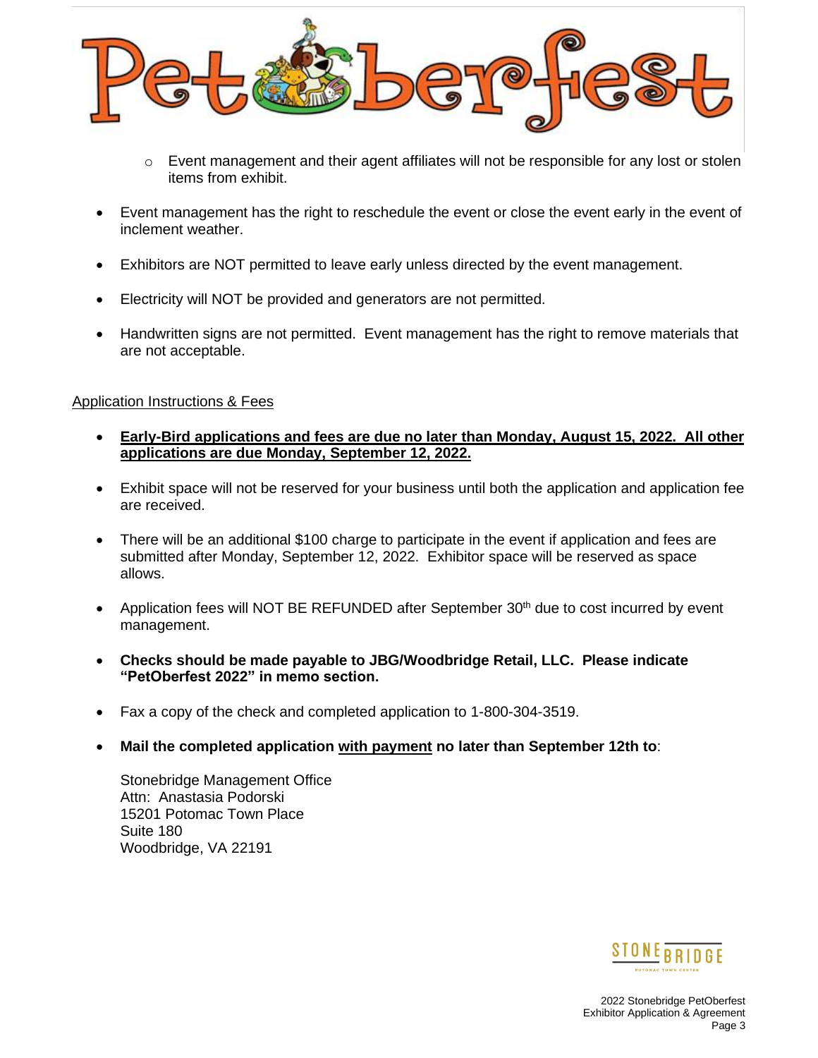- Event management and their agent affiliates will not be responsible for any lost or stolen items from exhibit.

- Event management has the right to reschedule the event or close the event early in the event of inclement weather.

- Exhibitors are NOT permitted to leave early unless directed by the event management.

- Electricity will NOT be provided and generators are not permitted.

- Handwritten signs are not permitted. Event management has the right to remove materials that are not acceptable.

## Application Instructions & Fees

- **Early-Bird applications and fees are due no later than Monday, August 15, 2022. All other applications are due Monday, September 12, 2022.**

- Exhibit space will not be reserved for your business until both the application and application fee are received.

- There will be an additional $100 charge to participate in the event if application and fees are submitted after Monday, September 12, 2022. Exhibitor space will be reserved as space allows.

- Application fees will NOT BE REFUNDED after September 30th due to cost incurred by event management.

- **Checks should be made payable to JBG/Woodbridge Retail, LLC. Please indicate "PetOberfest 2022" in memo section.**

- Fax a copy of the check and completed application to 1-800-304-3519.

- **Mail the completed application with payment no later than September 12th to**:

  Stonebridge Management Office
  Attn: Anastasia Podorski
  15201 Potomac Town Place
  Suite 180
  Woodbridge, VA 22191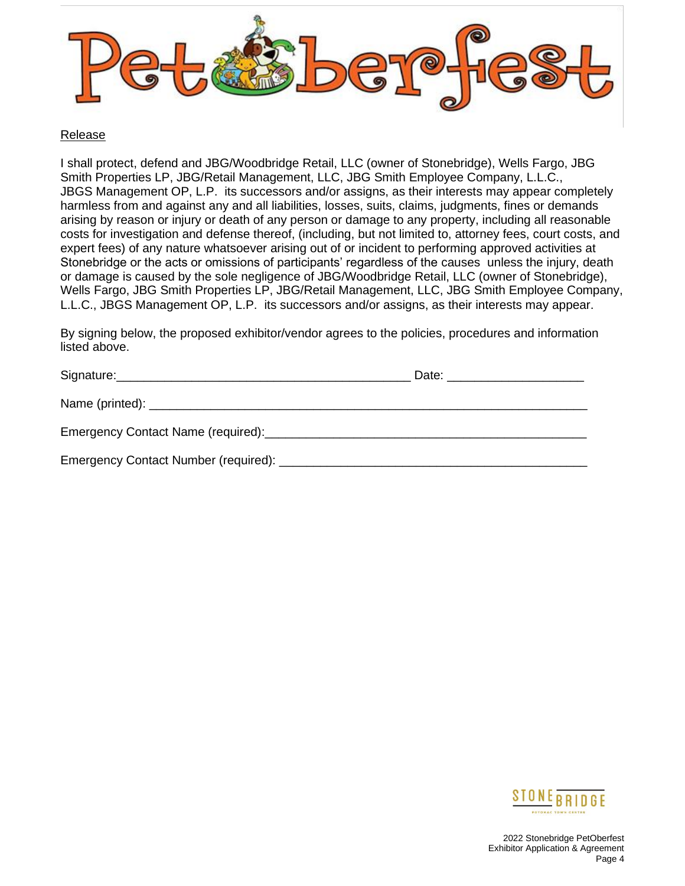Release

I shall protect, defend and JBG/Woodbridge Retail, LLC (owner of Stonebridge), Wells Fargo, JBG Smith Properties LP, JBG/Retail Management, LLC, JBG Smith Employee Company, L.L.C., JBGS Management OP, L.P. its successors and/or assigns, as their interests may appear completely harmless from and against any and all liabilities, losses, suits, claims, judgments, fines or demands arising by reason or injury or death of any person or damage to any property, including all reasonable costs for investigation and defense thereof, (including, but not limited to, attorney fees, court costs, and expert fees) of any nature whatsoever arising out of or incident to performing approved activities at Stonebridge or the acts or omissions of participants' regardless of the causes unless the injury, death or damage is caused by the sole negligence of JBG/Woodbridge Retail, LLC (owner of Stonebridge), Wells Fargo, JBG Smith Properties LP, JBG/Retail Management, LLC, JBG Smith Employee Company, L.L.C., JBGS Management OP, L.P. its successors and/or assigns, as their interests may appear.

By signing below, the proposed exhibitor/vendor agrees to the policies, procedures and information listed above.

Signature:___________________________________________ Date: ____________________

Name (printed): _________________________________________________________________

Emergency Contact Name (required):_______________________________________________

Emergency Contact Number (required): ____________________________________________

2022 Stonebridge PetOberfest
Exhibitor Application & Agreement